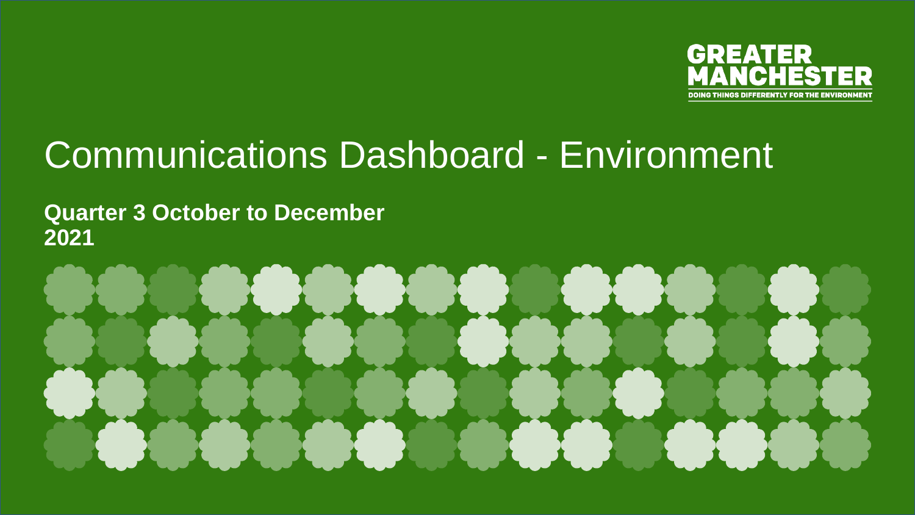GREATER MANCHESTER

DOING THINGS DIFFERENTLY FOR THE ENVIRONMENT

# Communications Dashboard - Environment

**Quarter 3 October to December 2021**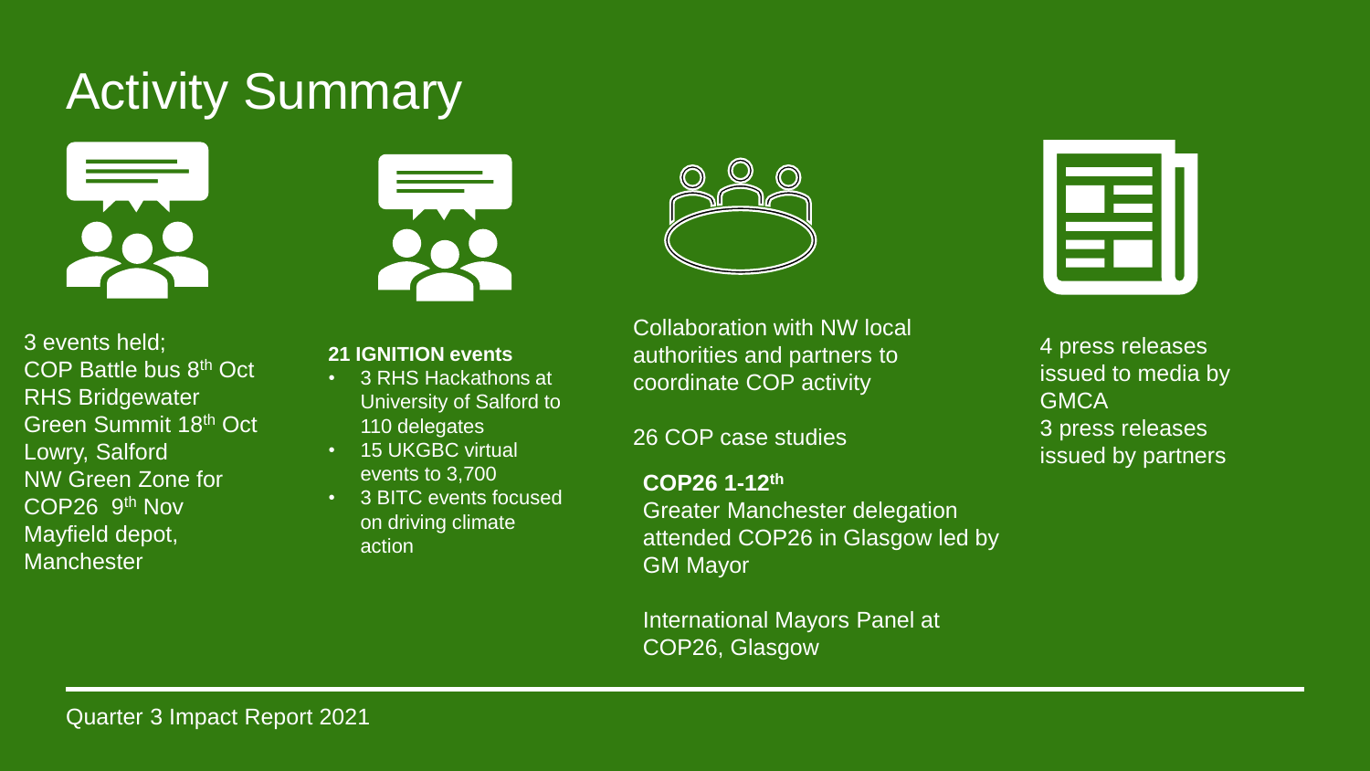# Activity Summary

3 events held;
COP Battle bus 8th Oct
RHS Bridgewater
Green Summit 18th Oct
Lowry, Salford
NW Green Zone for COP26 9th Nov
Mayfield depot, Manchester

**21 IGNITION events**

- 3 RHS Hackathons at University of Salford to 110 delegates
- 15 UKGBC virtual events to 3,700
- 3 BITC events focused on driving climate action

Collaboration with NW local authorities and partners to coordinate COP activity

26 COP case studies

**COP26 1-12th**
Greater Manchester delegation attended COP26 in Glasgow led by GM Mayor

International Mayors Panel at COP26, Glasgow

4 press releases issued to media by GMCA
3 press releases issued by partners

Quarter 3 Impact Report 2021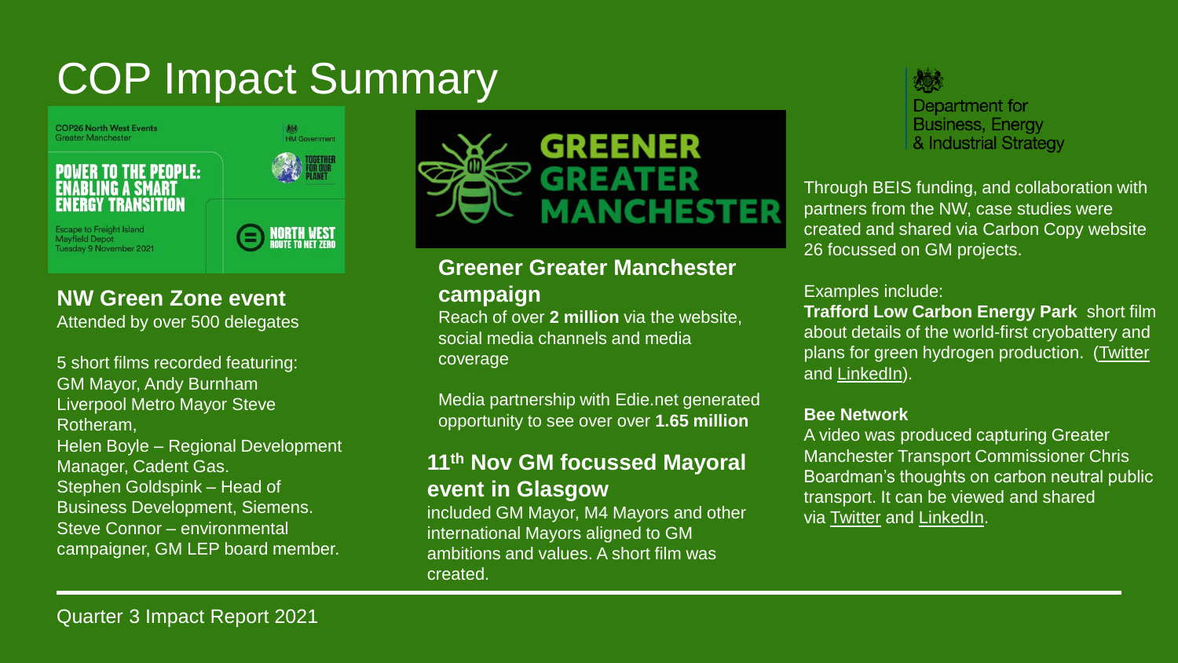# COP Impact Summary

COP26 North West Events
Greater Manchester

HM Government

**POWER TO THE PEOPLE: ENABLING A SMART ENERGY TRANSITION**

Escape to Freight Island
Mayfield Depot
Tuesday 9 November 2021

TOGETHER FOR OUR PLANET

NORTH WEST ROUTE TO NET ZERO

### NW Green Zone event

Attended by over 500 delegates

5 short films recorded featuring:
GM Mayor, Andy Burnham
Liverpool Metro Mayor Steve Rotheram,
Helen Boyle – Regional Development Manager, Cadent Gas.
Stephen Goldspink – Head of Business Development, Siemens.
Steve Connor – environmental campaigner, GM LEP board member.

GREENER GREATER MANCHESTER

### Greener Greater Manchester campaign

Reach of over **2 million** via the website, social media channels and media coverage

Media partnership with Edie.net generated opportunity to see over over **1.65 million**

### 11th Nov GM focussed Mayoral event in Glasgow

included GM Mayor, M4 Mayors and other international Mayors aligned to GM ambitions and values. A short film was created.

Department for Business, Energy & Industrial Strategy

Through BEIS funding, and collaboration with partners from the NW, case studies were created and shared via Carbon Copy website 26 focussed on GM projects.

Examples include:

**Trafford Low Carbon Energy Park** short film about details of the world-first cryobattery and plans for green hydrogen production. (Twitter and LinkedIn).

**Bee Network**
A video was produced capturing Greater Manchester Transport Commissioner Chris Boardman's thoughts on carbon neutral public transport. It can be viewed and shared via Twitter and LinkedIn.

Quarter 3 Impact Report 2021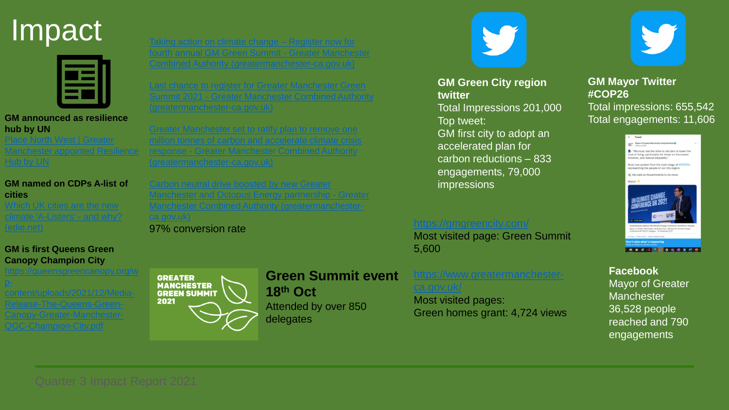# Impact

**GM announced as resilience hub by UN**
Place North West | Greater Manchester appointed Resilience Hub by UN

**GM named on CDPs A-list of cities**
Which UK cities are the new climate 'A-Listers' - and why? (edie.net)

**GM is first Queens Green Canopy Champion City**
https://queensgreencanopy.org/wp-content/uploads/2021/12/Media-Release-The-Queens-Green-Canopy-Greater-Manchester-QGC-Champion-City.pdf

Taking action on climate change – Register now for fourth annual GM Green Summit - Greater Manchester Combined Authority (greatermanchester-ca.gov.uk)

Last chance to register for Greater Manchester Green Summit 2021 - Greater Manchester Combined Authority (greatermanchester-ca.gov.uk)

Greater Manchester set to ratify plan to remove one million tonnes of carbon and accelerate climate crisis response - Greater Manchester Combined Authority (greatermanchester-ca.gov.uk)

Carbon neutral drive boosted by new Greater Manchester and Octopus Energy partnership - Greater Manchester Combined Authority (greatermanchester-ca.gov.uk)
97% conversion rate

GREATER MANCHESTER GREEN SUMMIT 2021

## Green Summit event 18th Oct

Attended by over 850 delegates

**GM Green City region twitter**
Total Impressions 201,000
Top tweet:
GM first city to adopt an accelerated plan for carbon reductions – 833 engagements, 79,000 impressions

https://gmgreencity.com/
Most visited page: Green Summit 5,600

https://www.greatermanchester-ca.gov.uk/
Most visited pages:
Green homes grant: 4,724 views

**GM Mayor Twitter #COP26**
Total impressions: 655,542
Total engagements: 11,606

**Facebook**
Mayor of Greater Manchester
36,528 people reached and 790 engagements

Quarter 3 Impact Report 2021